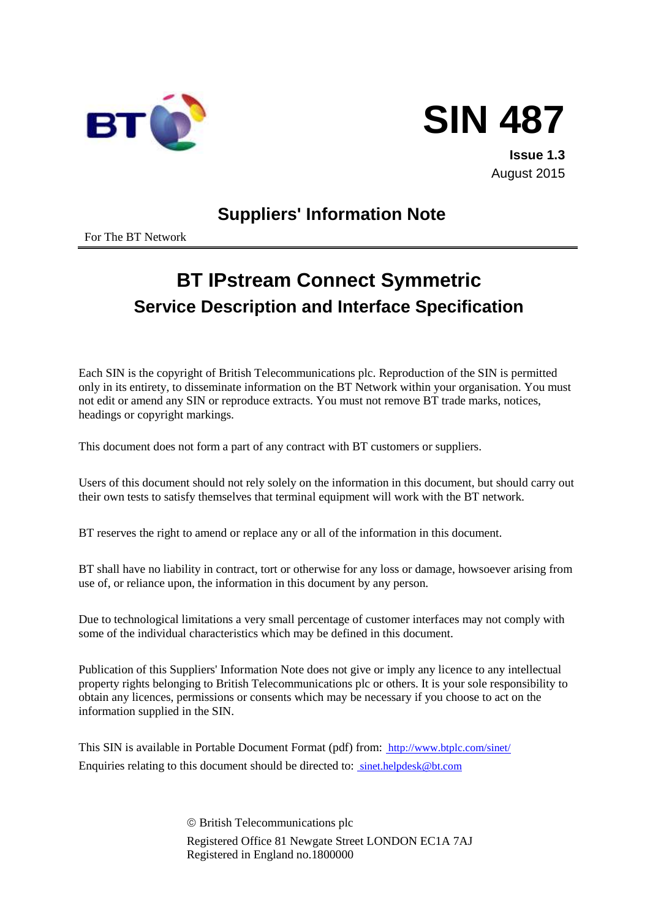# SIN 487

**Issue 1.3**
August 2015

## Suppliers' Information Note

For The BT Network

# BT IPstream Connect Symmetric

## Service Description and Interface Specification

Each SIN is the copyright of British Telecommunications plc. Reproduction of the SIN is permitted only in its entirety, to disseminate information on the BT Network within your organisation. You must not edit or amend any SIN or reproduce extracts. You must not remove BT trade marks, notices, headings or copyright markings.

This document does not form a part of any contract with BT customers or suppliers.

Users of this document should not rely solely on the information in this document, but should carry out their own tests to satisfy themselves that terminal equipment will work with the BT network.

BT reserves the right to amend or replace any or all of the information in this document.

BT shall have no liability in contract, tort or otherwise for any loss or damage, howsoever arising from use of, or reliance upon, the information in this document by any person.

Due to technological limitations a very small percentage of customer interfaces may not comply with some of the individual characteristics which may be defined in this document.

Publication of this Suppliers' Information Note does not give or imply any licence to any intellectual property rights belonging to British Telecommunications plc or others. It is your sole responsibility to obtain any licences, permissions or consents which may be necessary if you choose to act on the information supplied in the SIN.

This SIN is available in Portable Document Format (pdf) from: http://www.btplc.com/sinet/
Enquiries relating to this document should be directed to: sinet.helpdesk@bt.com

© British Telecommunications plc
Registered Office 81 Newgate Street LONDON EC1A 7AJ
Registered in England no.1800000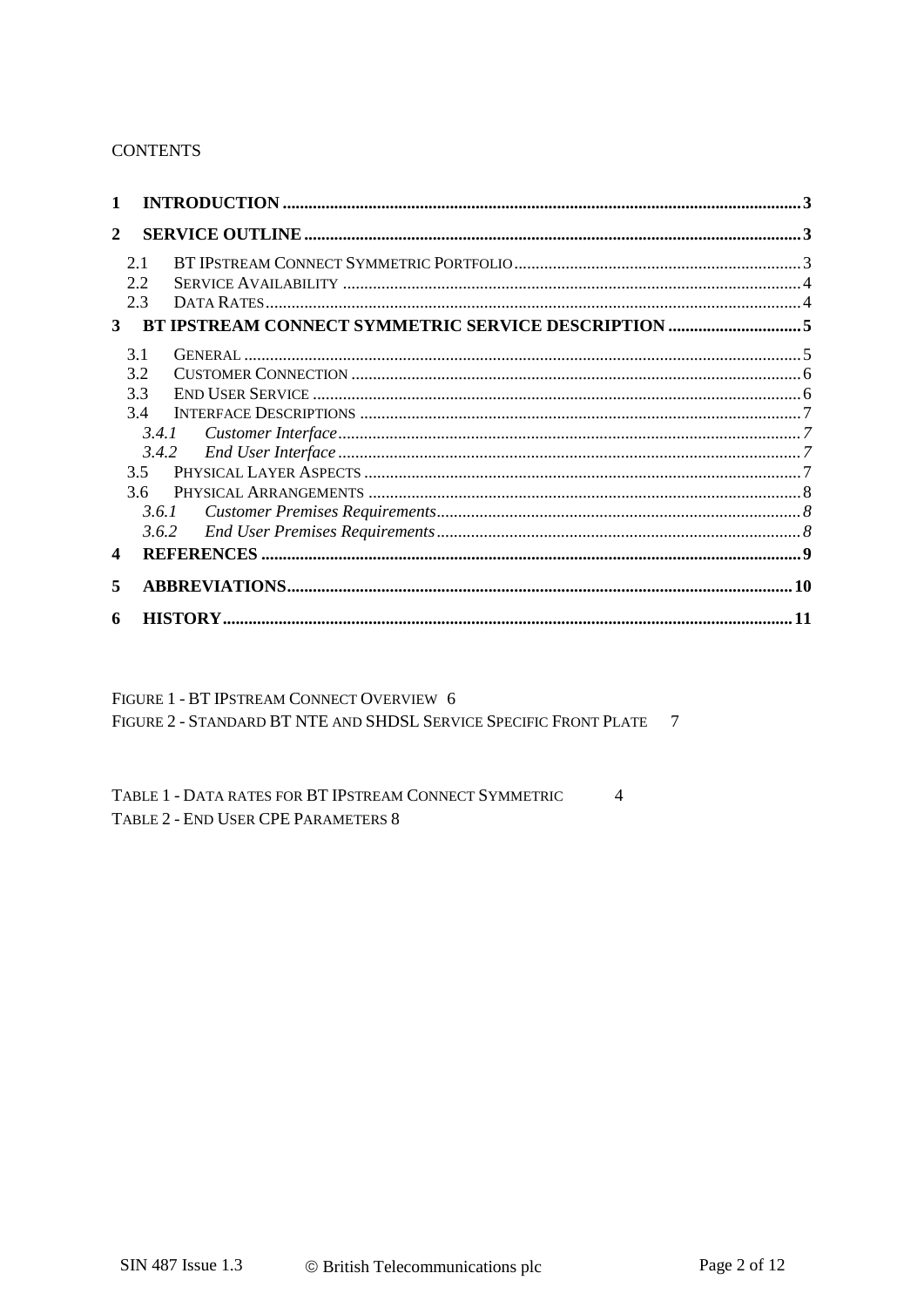CONTENTS

1 INTRODUCTION ........................................................................................................ 3

2 SERVICE OUTLINE .................................................................................................. 3

2.1 BT IPSTREAM CONNECT SYMMETRIC PORTFOLIO ................................................. 3
2.2 SERVICE AVAILABILITY ........................................................................................ 4
2.3 DATA RATES ......................................................................................................... 4

3 BT IPSTREAM CONNECT SYMMETRIC SERVICE DESCRIPTION ............................... 5

3.1 GENERAL .............................................................................................................. 5
3.2 CUSTOMER CONNECTION ....................................................................................... 6
3.3 END USER SERVICE ................................................................................................ 6
3.4 INTERFACE DESCRIPTIONS ...................................................................................... 7
*3.4.1 Customer Interface* ............................................................................................ 7
*3.4.2 End User Interface* ............................................................................................ 7
3.5 PHYSICAL LAYER ASPECTS ..................................................................................... 7
3.6 PHYSICAL ARRANGEMENTS .................................................................................... 8
*3.6.1 Customer Premises Requirements* ....................................................................... 8
*3.6.2 End User Premises Requirements* ....................................................................... 8

4 REFERENCES ............................................................................................................ 9

5 ABBREVIATIONS ..................................................................................................... 10

6 HISTORY ................................................................................................................... 11

FIGURE 1 - BT IPSTREAM CONNECT OVERVIEW 6
FIGURE 2 - STANDARD BT NTE AND SHDSL SERVICE SPECIFIC FRONT PLATE 7

TABLE 1 - DATA RATES FOR BT IPSTREAM CONNECT SYMMETRIC 4
TABLE 2 - END USER CPE PARAMETERS 8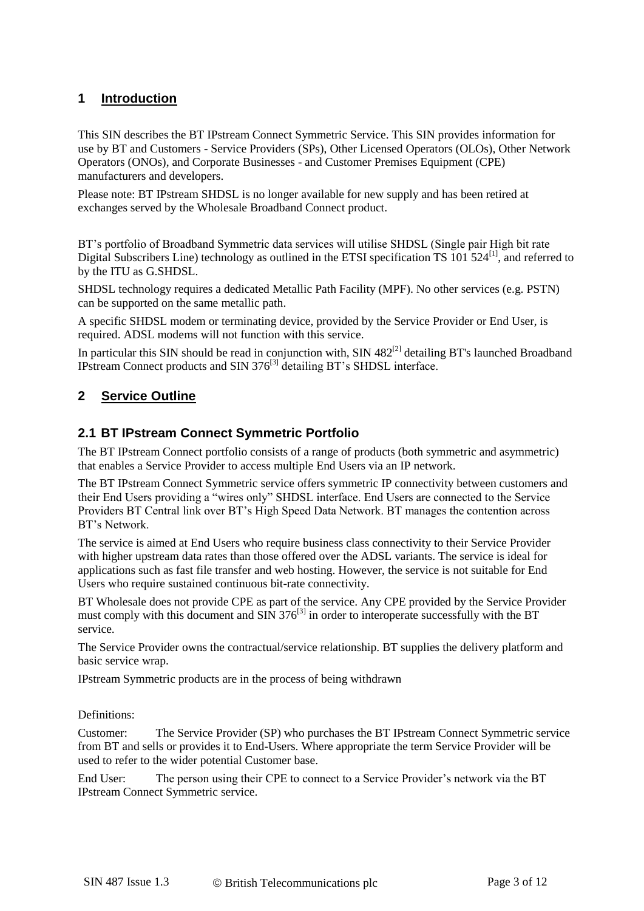# 1 Introduction

This SIN describes the BT IPstream Connect Symmetric Service. This SIN provides information for use by BT and Customers - Service Providers (SPs), Other Licensed Operators (OLOs), Other Network Operators (ONOs), and Corporate Businesses - and Customer Premises Equipment (CPE) manufacturers and developers.

Please note: BT IPstream SHDSL is no longer available for new supply and has been retired at exchanges served by the Wholesale Broadband Connect product.

BT's portfolio of Broadband Symmetric data services will utilise SHDSL (Single pair High bit rate Digital Subscribers Line) technology as outlined in the ETSI specification TS 101 524[1], and referred to by the ITU as G.SHDSL.

SHDSL technology requires a dedicated Metallic Path Facility (MPF). No other services (e.g. PSTN) can be supported on the same metallic path.

A specific SHDSL modem or terminating device, provided by the Service Provider or End User, is required. ADSL modems will not function with this service.

In particular this SIN should be read in conjunction with, SIN 482[2] detailing BT's launched Broadband IPstream Connect products and SIN 376[3] detailing BT's SHDSL interface.

# 2 Service Outline

## 2.1 BT IPstream Connect Symmetric Portfolio

The BT IPstream Connect portfolio consists of a range of products (both symmetric and asymmetric) that enables a Service Provider to access multiple End Users via an IP network.

The BT IPstream Connect Symmetric service offers symmetric IP connectivity between customers and their End Users providing a "wires only" SHDSL interface. End Users are connected to the Service Providers BT Central link over BT's High Speed Data Network. BT manages the contention across BT's Network.

The service is aimed at End Users who require business class connectivity to their Service Provider with higher upstream data rates than those offered over the ADSL variants. The service is ideal for applications such as fast file transfer and web hosting. However, the service is not suitable for End Users who require sustained continuous bit-rate connectivity.

BT Wholesale does not provide CPE as part of the service. Any CPE provided by the Service Provider must comply with this document and SIN 376[3] in order to interoperate successfully with the BT service.

The Service Provider owns the contractual/service relationship. BT supplies the delivery platform and basic service wrap.

IPstream Symmetric products are in the process of being withdrawn

Definitions:

Customer: The Service Provider (SP) who purchases the BT IPstream Connect Symmetric service from BT and sells or provides it to End-Users. Where appropriate the term Service Provider will be used to refer to the wider potential Customer base.

End User: The person using their CPE to connect to a Service Provider's network via the BT IPstream Connect Symmetric service.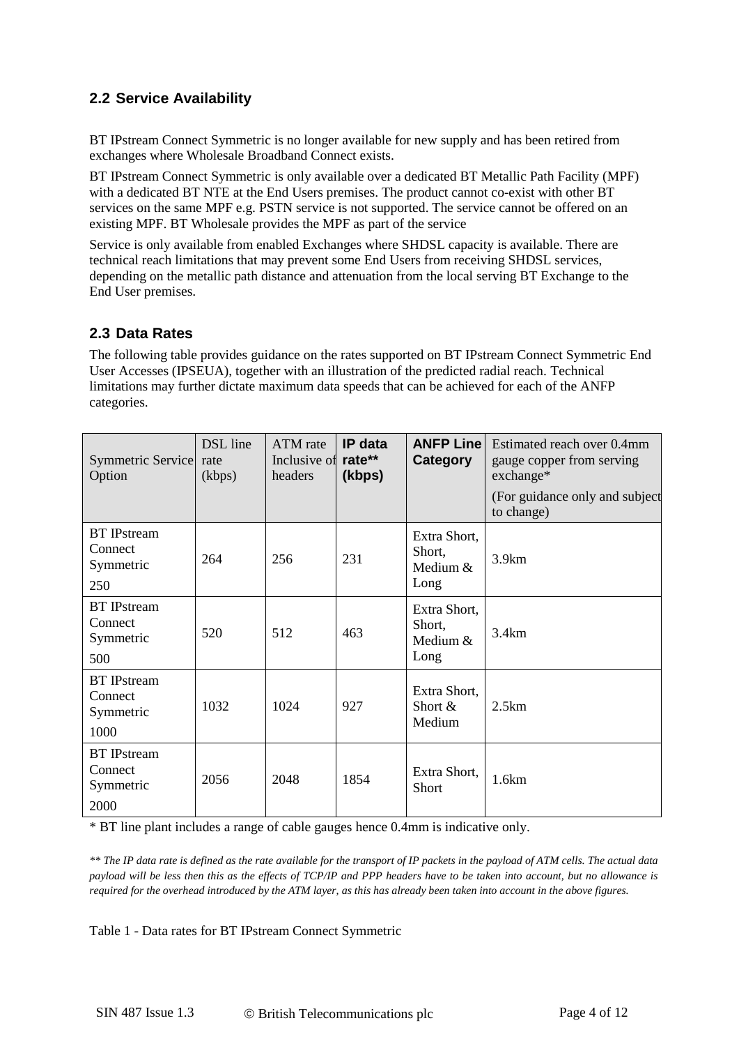## 2.2 Service Availability

BT IPstream Connect Symmetric is no longer available for new supply and has been retired from exchanges where Wholesale Broadband Connect exists.

BT IPstream Connect Symmetric is only available over a dedicated BT Metallic Path Facility (MPF) with a dedicated BT NTE at the End Users premises. The product cannot co-exist with other BT services on the same MPF e.g. PSTN service is not supported. The service cannot be offered on an existing MPF. BT Wholesale provides the MPF as part of the service

Service is only available from enabled Exchanges where SHDSL capacity is available. There are technical reach limitations that may prevent some End Users from receiving SHDSL services, depending on the metallic path distance and attenuation from the local serving BT Exchange to the End User premises.

## 2.3 Data Rates

The following table provides guidance on the rates supported on BT IPstream Connect Symmetric End User Accesses (IPSEUA), together with an illustration of the predicted radial reach. Technical limitations may further dictate maximum data speeds that can be achieved for each of the ANFP categories.

| Symmetric Service Option | DSL line rate (kbps) | ATM rate Inclusive of headers | **IP data rate\*\* (kbps)** | **ANFP Line Category** | Estimated reach over 0.4mm gauge copper from serving exchange* (For guidance only and subject to change) |
|---|---|---|---|---|---|
| BT IPstream Connect Symmetric 250 | 264 | 256 | 231 | Extra Short, Short, Medium & Long | 3.9km |
| BT IPstream Connect Symmetric 500 | 520 | 512 | 463 | Extra Short, Short, Medium & Long | 3.4km |
| BT IPstream Connect Symmetric 1000 | 1032 | 1024 | 927 | Extra Short, Short & Medium | 2.5km |
| BT IPstream Connect Symmetric 2000 | 2056 | 2048 | 1854 | Extra Short, Short | 1.6km |

* BT line plant includes a range of cable gauges hence 0.4mm is indicative only.

*** The IP data rate is defined as the rate available for the transport of IP packets in the payload of ATM cells. The actual data payload will be less then this as the effects of TCP/IP and PPP headers have to be taken into account, but no allowance is required for the overhead introduced by the ATM layer, as this has already been taken into account in the above figures.*

Table 1 - Data rates for BT IPstream Connect Symmetric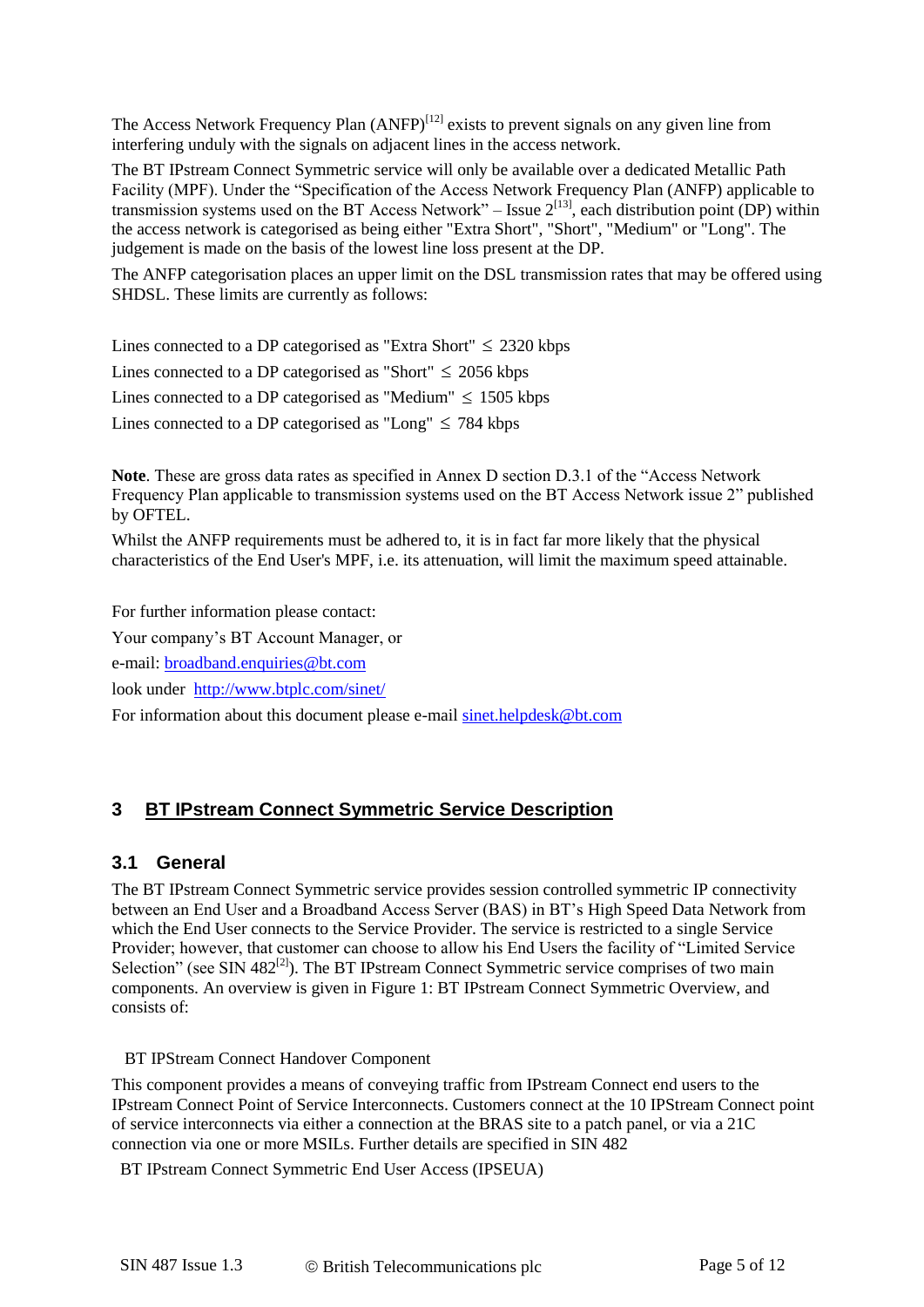The Access Network Frequency Plan (ANFP)[12] exists to prevent signals on any given line from interfering unduly with the signals on adjacent lines in the access network.

The BT IPstream Connect Symmetric service will only be available over a dedicated Metallic Path Facility (MPF). Under the "Specification of the Access Network Frequency Plan (ANFP) applicable to transmission systems used on the BT Access Network" – Issue 2[13], each distribution point (DP) within the access network is categorised as being either "Extra Short", "Short", "Medium" or "Long". The judgement is made on the basis of the lowest line loss present at the DP.

The ANFP categorisation places an upper limit on the DSL transmission rates that may be offered using SHDSL. These limits are currently as follows:

Lines connected to a DP categorised as "Extra Short" ≤ 2320 kbps

Lines connected to a DP categorised as "Short" ≤ 2056 kbps

Lines connected to a DP categorised as "Medium" ≤ 1505 kbps

Lines connected to a DP categorised as "Long" ≤ 784 kbps

**Note**. These are gross data rates as specified in Annex D section D.3.1 of the "Access Network Frequency Plan applicable to transmission systems used on the BT Access Network issue 2" published by OFTEL.

Whilst the ANFP requirements must be adhered to, it is in fact far more likely that the physical characteristics of the End User's MPF, i.e. its attenuation, will limit the maximum speed attainable.

For further information please contact:

Your company's BT Account Manager, or

e-mail: broadband.enquiries@bt.com

look under http://www.btplc.com/sinet/

For information about this document please e-mail sinet.helpdesk@bt.com

# 3 BT IPstream Connect Symmetric Service Description

## 3.1 General

The BT IPstream Connect Symmetric service provides session controlled symmetric IP connectivity between an End User and a Broadband Access Server (BAS) in BT's High Speed Data Network from which the End User connects to the Service Provider. The service is restricted to a single Service Provider; however, that customer can choose to allow his End Users the facility of "Limited Service Selection" (see SIN 482[2]). The BT IPstream Connect Symmetric service comprises of two main components. An overview is given in Figure 1: BT IPstream Connect Symmetric Overview, and consists of:

BT IPStream Connect Handover Component

This component provides a means of conveying traffic from IPstream Connect end users to the IPstream Connect Point of Service Interconnects. Customers connect at the 10 IPStream Connect point of service interconnects via either a connection at the BRAS site to a patch panel, or via a 21C connection via one or more MSILs. Further details are specified in SIN 482

BT IPstream Connect Symmetric End User Access (IPSEUA)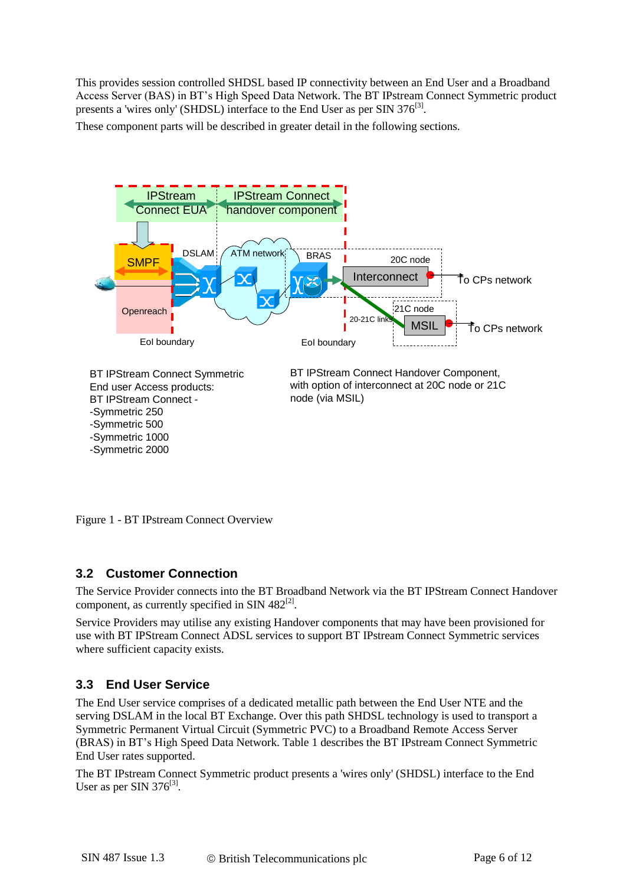This provides session controlled SHDSL based IP connectivity between an End User and a Broadband Access Server (BAS) in BT's High Speed Data Network. The BT IPstream Connect Symmetric product presents a 'wires only' (SHDSL) interface to the End User as per SIN 376[3].

These component parts will be described in greater detail in the following sections.

IPStream Connect EUA | IPStream Connect handover component

SMPF | DSLAM | ATM network | BRAS | 20C node | Interconnect | To CPs network | Openreach | 20-21C links | 21C node | MSIL | To CPs network | EoI boundary | EoI boundary

BT IPStream Connect Symmetric End user Access products:
BT IPStream Connect -
-Symmetric 250
-Symmetric 500
-Symmetric 1000
-Symmetric 2000

BT IPStream Connect Handover Component, with option of interconnect at 20C node or 21C node (via MSIL)

Figure 1 - BT IPstream Connect Overview

## 3.2 Customer Connection

The Service Provider connects into the BT Broadband Network via the BT IPStream Connect Handover component, as currently specified in SIN 482[2].

Service Providers may utilise any existing Handover components that may have been provisioned for use with BT IPStream Connect ADSL services to support BT IPstream Connect Symmetric services where sufficient capacity exists.

## 3.3 End User Service

The End User service comprises of a dedicated metallic path between the End User NTE and the serving DSLAM in the local BT Exchange. Over this path SHDSL technology is used to transport a Symmetric Permanent Virtual Circuit (Symmetric PVC) to a Broadband Remote Access Server (BRAS) in BT's High Speed Data Network. Table 1 describes the BT IPStream Connect Symmetric End User rates supported.

The BT IPstream Connect Symmetric product presents a 'wires only' (SHDSL) interface to the End User as per SIN 376[3].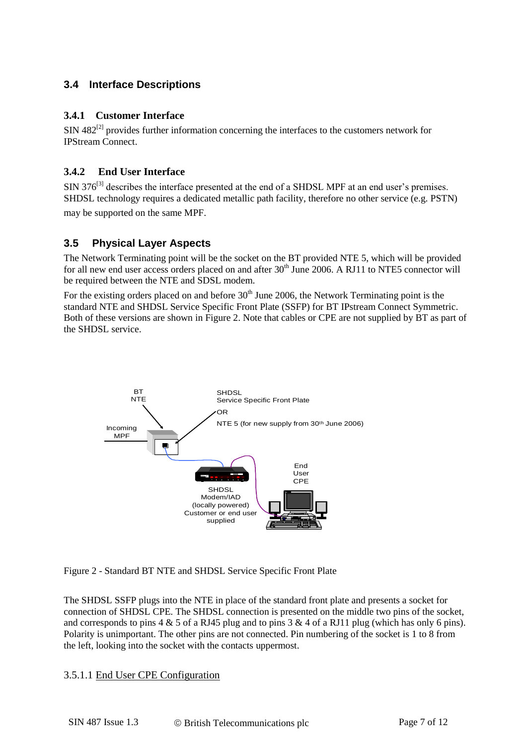## 3.4 Interface Descriptions

### 3.4.1 Customer Interface

SIN 482[2] provides further information concerning the interfaces to the customers network for IPStream Connect.

### 3.4.2 End User Interface

SIN 376[3] describes the interface presented at the end of a SHDSL MPF at an end user's premises. SHDSL technology requires a dedicated metallic path facility, therefore no other service (e.g. PSTN) may be supported on the same MPF.

## 3.5 Physical Layer Aspects

The Network Terminating point will be the socket on the BT provided NTE 5, which will be provided for all new end user access orders placed on and after 30th June 2006. A RJ11 to NTE5 connector will be required between the NTE and SDSL modem.

For the existing orders placed on and before 30th June 2006, the Network Terminating point is the standard NTE and SHDSL Service Specific Front Plate (SSFP) for BT IPstream Connect Symmetric. Both of these versions are shown in Figure 2. Note that cables or CPE are not supplied by BT as part of the SHDSL service.

Figure 2 - Standard BT NTE and SHDSL Service Specific Front Plate

The SHDSL SSFP plugs into the NTE in place of the standard front plate and presents a socket for connection of SHDSL CPE. The SHDSL connection is presented on the middle two pins of the socket, and corresponds to pins 4 & 5 of a RJ45 plug and to pins 3 & 4 of a RJ11 plug (which has only 6 pins). Polarity is unimportant. The other pins are not connected. Pin numbering of the socket is 1 to 8 from the left, looking into the socket with the contacts uppermost.

3.5.1.1 <u>End User CPE Configuration</u>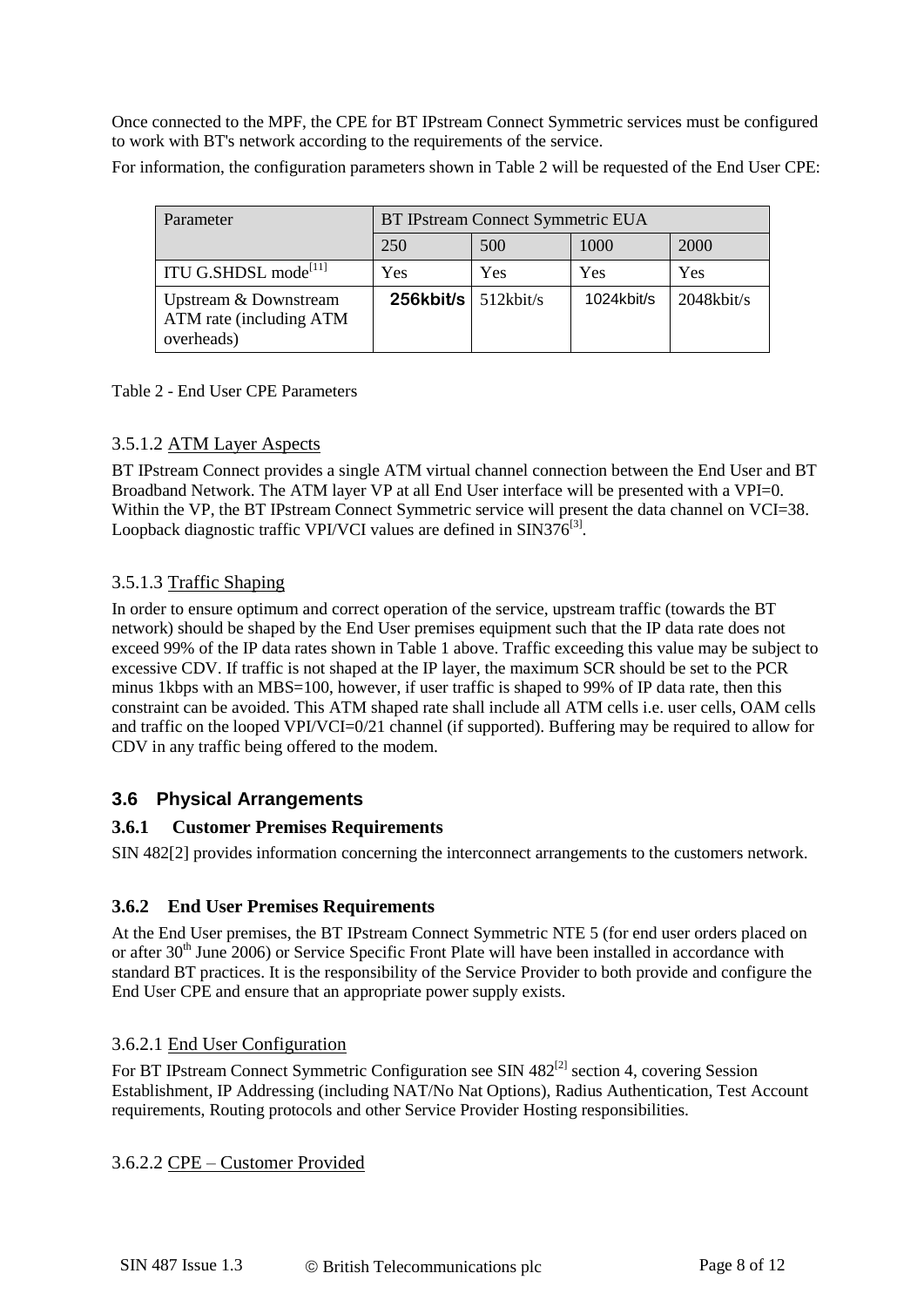Once connected to the MPF, the CPE for BT IPstream Connect Symmetric services must be configured to work with BT's network according to the requirements of the service.

For information, the configuration parameters shown in Table 2 will be requested of the End User CPE:

| Parameter | BT IPstream Connect Symmetric EUA | | | |
|---|---|---|---|---|
| | 250 | 500 | 1000 | 2000 |
| ITU G.SHDSL mode[11] | Yes | Yes | Yes | Yes |
| Upstream & Downstream ATM rate (including ATM overheads) | **256kbit/s** | 512kbit/s | 1024kbit/s | 2048kbit/s |

Table 2 - End User CPE Parameters

3.5.1.2 ATM Layer Aspects

BT IPstream Connect provides a single ATM virtual channel connection between the End User and BT Broadband Network. The ATM layer VP at all End User interface will be presented with a VPI=0. Within the VP, the BT IPstream Connect Symmetric service will present the data channel on VCI=38. Loopback diagnostic traffic VPI/VCI values are defined in SIN376[3].

3.5.1.3 Traffic Shaping

In order to ensure optimum and correct operation of the service, upstream traffic (towards the BT network) should be shaped by the End User premises equipment such that the IP data rate does not exceed 99% of the IP data rates shown in Table 1 above. Traffic exceeding this value may be subject to excessive CDV. If traffic is not shaped at the IP layer, the maximum SCR should be set to the PCR minus 1kbps with an MBS=100, however, if user traffic is shaped to 99% of IP data rate, then this constraint can be avoided. This ATM shaped rate shall include all ATM cells i.e. user cells, OAM cells and traffic on the looped VPI/VCI=0/21 channel (if supported). Buffering may be required to allow for CDV in any traffic being offered to the modem.

## 3.6 Physical Arrangements

### 3.6.1 Customer Premises Requirements

SIN 482[2] provides information concerning the interconnect arrangements to the customers network.

### 3.6.2 End User Premises Requirements

At the End User premises, the BT IPstream Connect Symmetric NTE 5 (for end user orders placed on or after 30th June 2006) or Service Specific Front Plate will have been installed in accordance with standard BT practices. It is the responsibility of the Service Provider to both provide and configure the End User CPE and ensure that an appropriate power supply exists.

3.6.2.1 End User Configuration

For BT IPstream Connect Symmetric Configuration see SIN 482[2] section 4, covering Session Establishment, IP Addressing (including NAT/No Nat Options), Radius Authentication, Test Account requirements, Routing protocols and other Service Provider Hosting responsibilities.

3.6.2.2 CPE – Customer Provided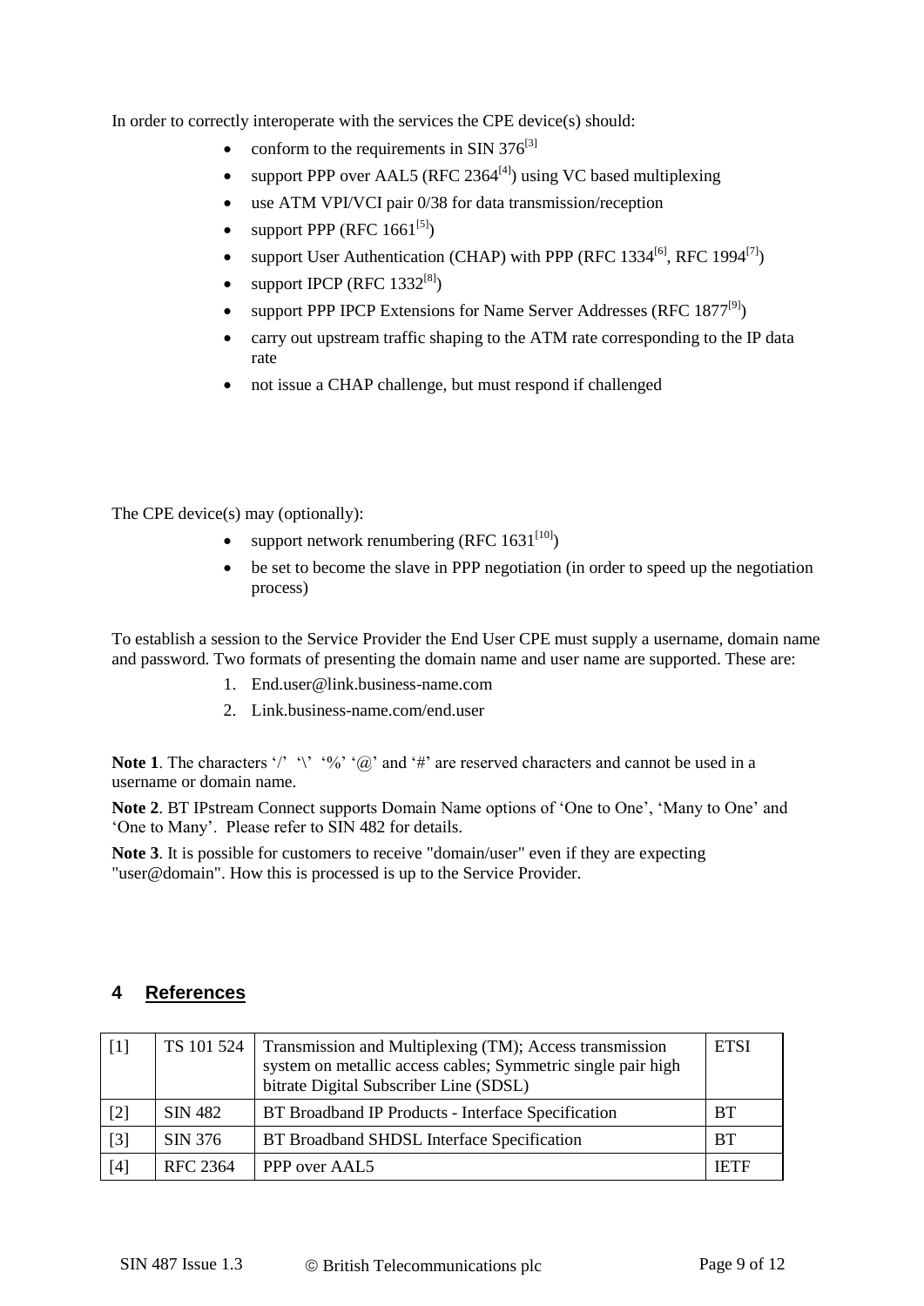In order to correctly interoperate with the services the CPE device(s) should:

- conform to the requirements in SIN 376[3]
- support PPP over AAL5 (RFC 2364[4]) using VC based multiplexing
- use ATM VPI/VCI pair 0/38 for data transmission/reception
- support PPP (RFC 1661[5])
- support User Authentication (CHAP) with PPP (RFC 1334[6], RFC 1994[7])
- support IPCP (RFC 1332[8])
- support PPP IPCP Extensions for Name Server Addresses (RFC 1877[9])
- carry out upstream traffic shaping to the ATM rate corresponding to the IP data rate
- not issue a CHAP challenge, but must respond if challenged

The CPE device(s) may (optionally):

- support network renumbering (RFC 1631[10])
- be set to become the slave in PPP negotiation (in order to speed up the negotiation process)

To establish a session to the Service Provider the End User CPE must supply a username, domain name and password. Two formats of presenting the domain name and user name are supported. These are:

1. End.user@link.business-name.com
2. Link.business-name.com/end.user

**Note 1**. The characters '/' '\' '%' '@' and '#' are reserved characters and cannot be used in a username or domain name.

**Note 2**. BT IPstream Connect supports Domain Name options of 'One to One', 'Many to One' and 'One to Many'. Please refer to SIN 482 for details.

**Note 3**. It is possible for customers to receive "domain/user" even if they are expecting "user@domain". How this is processed is up to the Service Provider.

## 4 References

| | | | |
|---|---|---|---|
| [1] | TS 101 524 | Transmission and Multiplexing (TM); Access transmission system on metallic access cables; Symmetric single pair high bitrate Digital Subscriber Line (SDSL) | ETSI |
| [2] | SIN 482 | BT Broadband IP Products - Interface Specification | BT |
| [3] | SIN 376 | BT Broadband SHDSL Interface Specification | BT |
| [4] | RFC 2364 | PPP over AAL5 | IETF |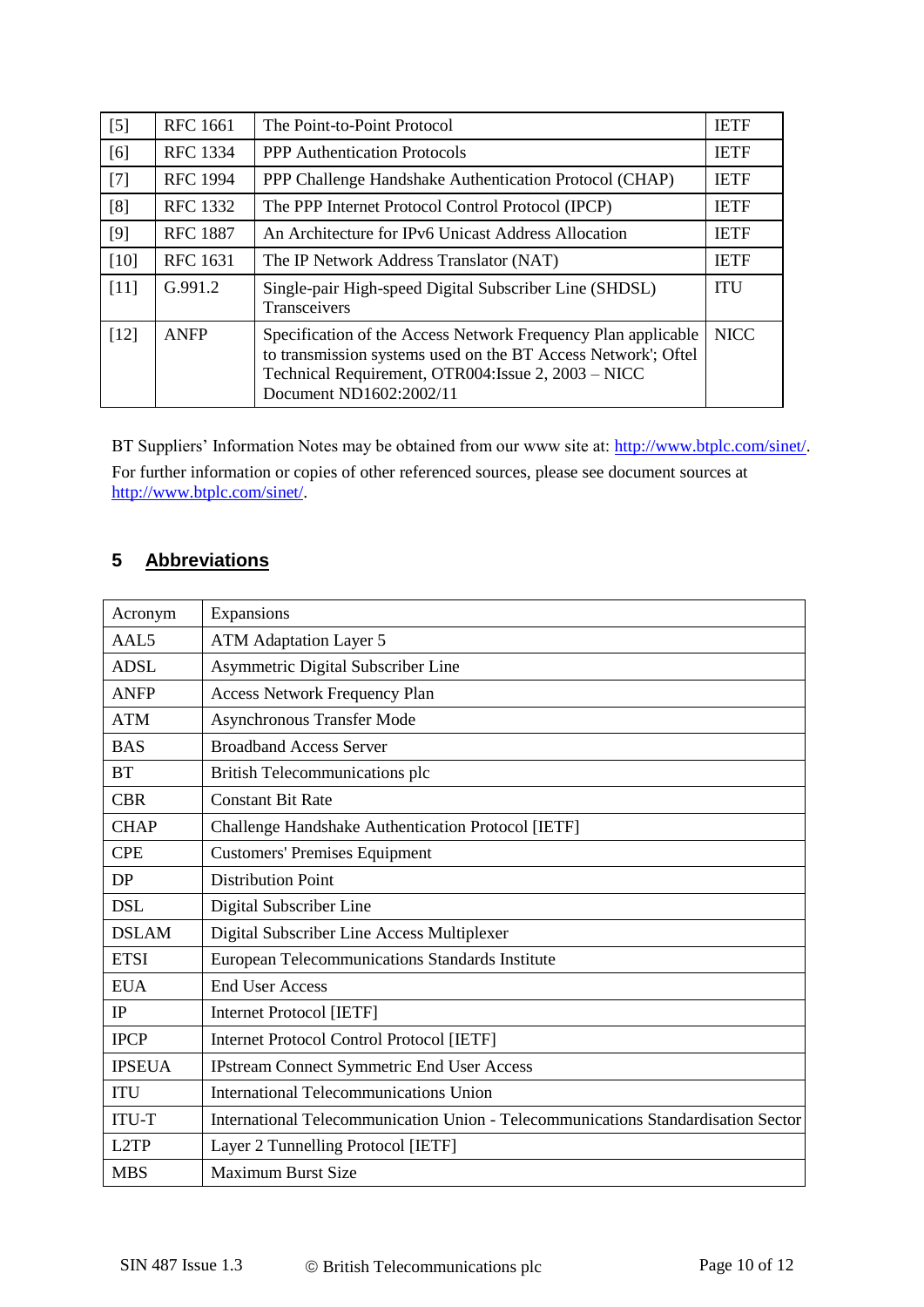| [5] | RFC 1661 | The Point-to-Point Protocol | IETF |
|---|---|---|---|
| [6] | RFC 1334 | PPP Authentication Protocols | IETF |
| [7] | RFC 1994 | PPP Challenge Handshake Authentication Protocol (CHAP) | IETF |
| [8] | RFC 1332 | The PPP Internet Protocol Control Protocol (IPCP) | IETF |
| [9] | RFC 1887 | An Architecture for IPv6 Unicast Address Allocation | IETF |
| [10] | RFC 1631 | The IP Network Address Translator (NAT) | IETF |
| [11] | G.991.2 | Single-pair High-speed Digital Subscriber Line (SHDSL) Transceivers | ITU |
| [12] | ANFP | Specification of the Access Network Frequency Plan applicable to transmission systems used on the BT Access Network'; Oftel Technical Requirement, OTR004:Issue 2, 2003 – NICC Document ND1602:2002/11 | NICC |

BT Suppliers' Information Notes may be obtained from our www site at: http://www.btplc.com/sinet/.

For further information or copies of other referenced sources, please see document sources at http://www.btplc.com/sinet/.

## 5 Abbreviations

| Acronym | Expansions |
|---|---|
| AAL5 | ATM Adaptation Layer 5 |
| ADSL | Asymmetric Digital Subscriber Line |
| ANFP | Access Network Frequency Plan |
| ATM | Asynchronous Transfer Mode |
| BAS | Broadband Access Server |
| BT | British Telecommunications plc |
| CBR | Constant Bit Rate |
| CHAP | Challenge Handshake Authentication Protocol [IETF] |
| CPE | Customers' Premises Equipment |
| DP | Distribution Point |
| DSL | Digital Subscriber Line |
| DSLAM | Digital Subscriber Line Access Multiplexer |
| ETSI | European Telecommunications Standards Institute |
| EUA | End User Access |
| IP | Internet Protocol [IETF] |
| IPCP | Internet Protocol Control Protocol [IETF] |
| IPSEUA | IPstream Connect Symmetric End User Access |
| ITU | International Telecommunications Union |
| ITU-T | International Telecommunication Union - Telecommunications Standardisation Sector |
| L2TP | Layer 2 Tunnelling Protocol [IETF] |
| MBS | Maximum Burst Size |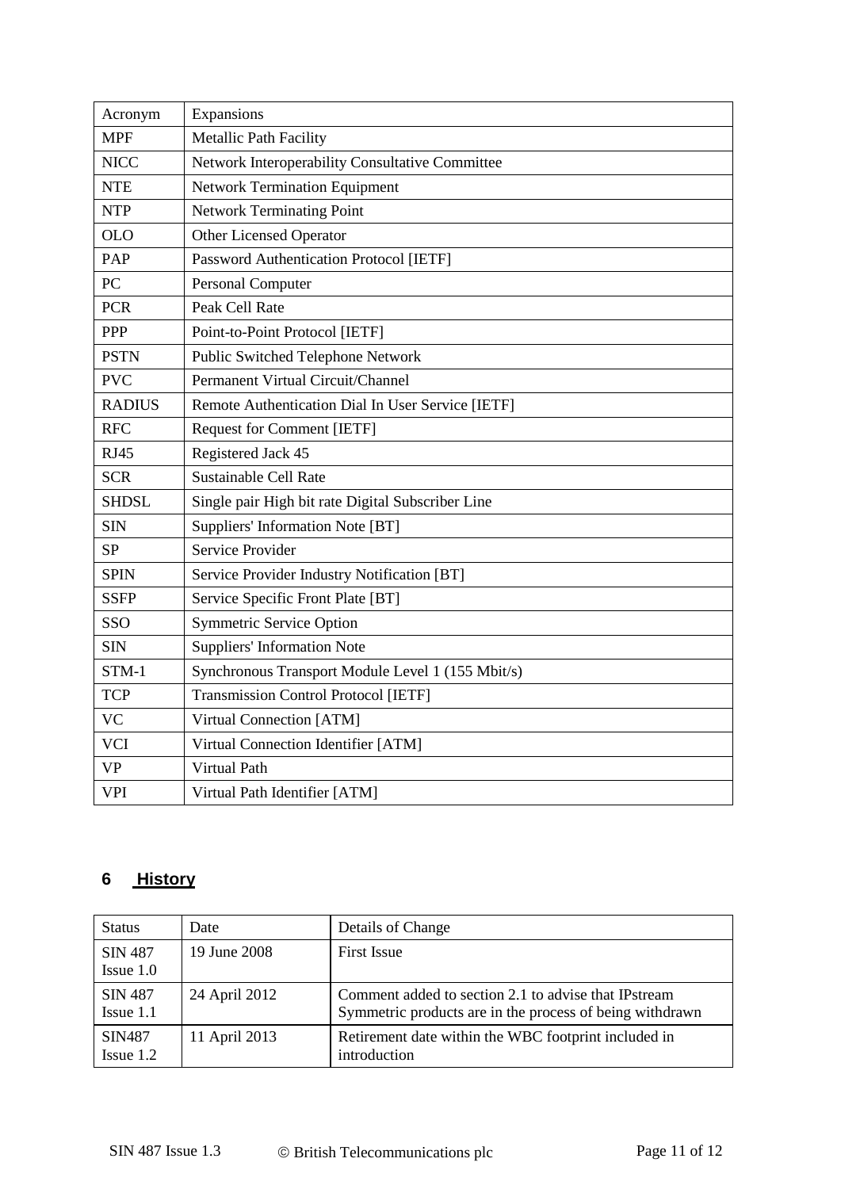| Acronym | Expansions |
|---|---|
| MPF | Metallic Path Facility |
| NICC | Network Interoperability Consultative Committee |
| NTE | Network Termination Equipment |
| NTP | Network Terminating Point |
| OLO | Other Licensed Operator |
| PAP | Password Authentication Protocol [IETF] |
| PC | Personal Computer |
| PCR | Peak Cell Rate |
| PPP | Point-to-Point Protocol [IETF] |
| PSTN | Public Switched Telephone Network |
| PVC | Permanent Virtual Circuit/Channel |
| RADIUS | Remote Authentication Dial In User Service [IETF] |
| RFC | Request for Comment [IETF] |
| RJ45 | Registered Jack 45 |
| SCR | Sustainable Cell Rate |
| SHDSL | Single pair High bit rate Digital Subscriber Line |
| SIN | Suppliers' Information Note [BT] |
| SP | Service Provider |
| SPIN | Service Provider Industry Notification [BT] |
| SSFP | Service Specific Front Plate [BT] |
| SSO | Symmetric Service Option |
| SIN | Suppliers' Information Note |
| STM-1 | Synchronous Transport Module Level 1 (155 Mbit/s) |
| TCP | Transmission Control Protocol [IETF] |
| VC | Virtual Connection [ATM] |
| VCI | Virtual Connection Identifier [ATM] |
| VP | Virtual Path |
| VPI | Virtual Path Identifier [ATM] |

## 6 History

| Status | Date | Details of Change |
|---|---|---|
| SIN 487 Issue 1.0 | 19 June 2008 | First Issue |
| SIN 487 Issue 1.1 | 24 April 2012 | Comment added to section 2.1 to advise that IPstream Symmetric products are in the process of being withdrawn |
| SIN487 Issue 1.2 | 11 April 2013 | Retirement date within the WBC footprint included in introduction |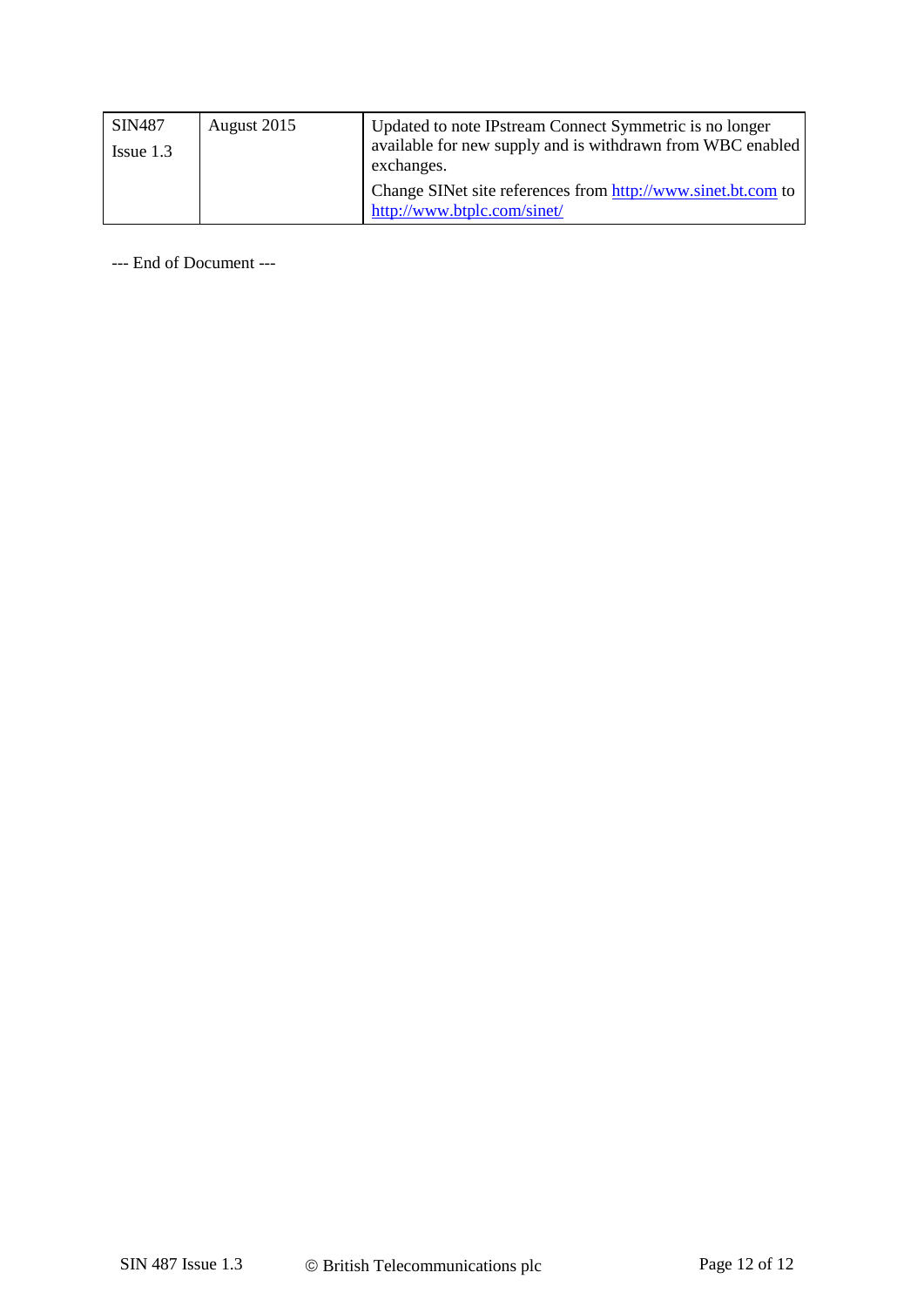| | | |
|---|---|---|
| SIN487<br>Issue 1.3 | August 2015 | Updated to note IPstream Connect Symmetric is no longer available for new supply and is withdrawn from WBC enabled exchanges.<br>Change SINet site references from http://www.sinet.bt.com to http://www.btplc.com/sinet/ |

--- End of Document ---